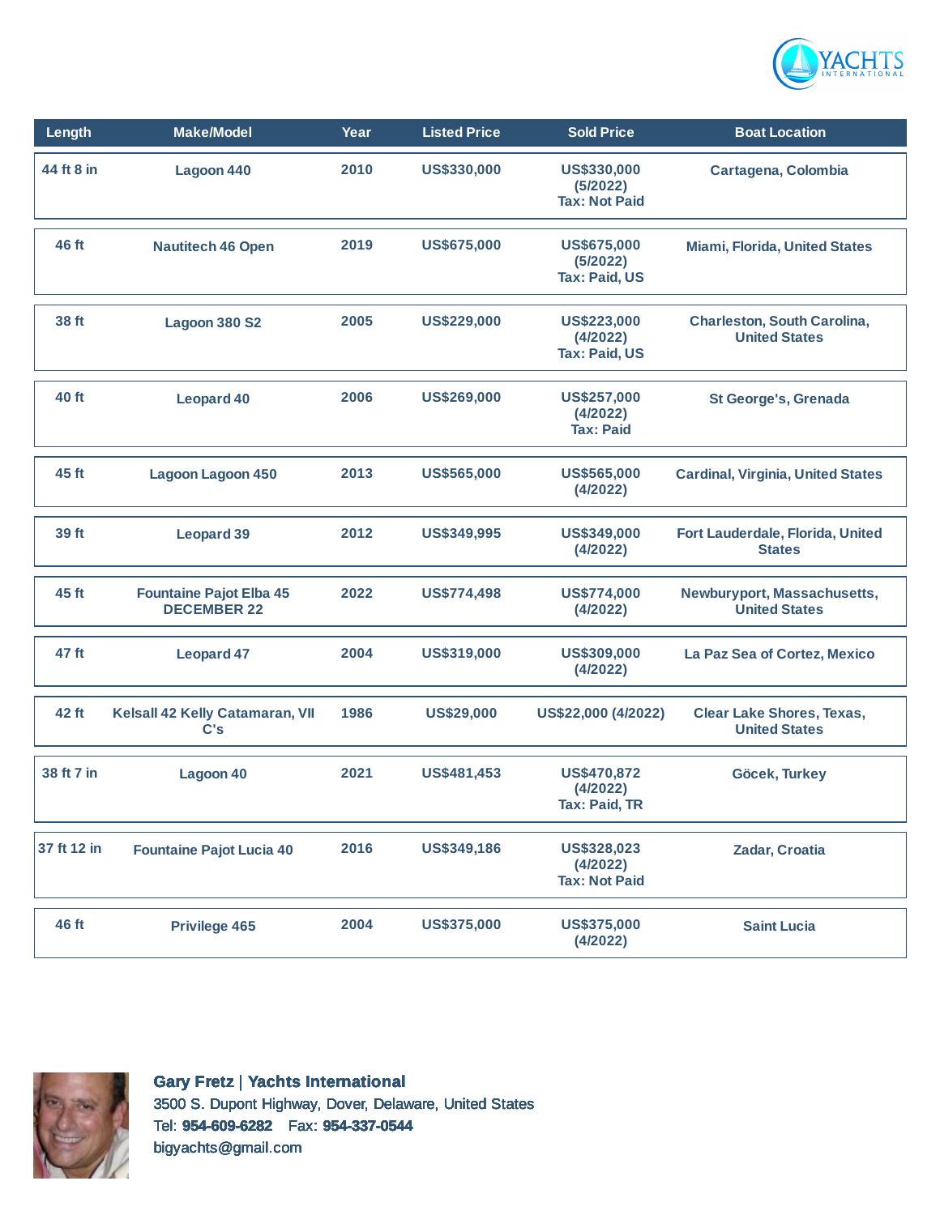| Length | Make/Model | Year | Listed Price | Sold Price | Boat Location |
|---|---|---|---|---|---|
| 44 ft 8 in | Lagoon 440 | 2010 | US$330,000 | US$330,000 (5/2022) Tax: Not Paid | Cartagena, Colombia |
| 46 ft | Nautitech 46 Open | 2019 | US$675,000 | US$675,000 (5/2022) Tax: Paid, US | Miami, Florida, United States |
| 38 ft | Lagoon 380 S2 | 2005 | US$229,000 | US$223,000 (4/2022) Tax: Paid, US | Charleston, South Carolina, United States |
| 40 ft | Leopard 40 | 2006 | US$269,000 | US$257,000 (4/2022) Tax: Paid | St George's, Grenada |
| 45 ft | Lagoon Lagoon 450 | 2013 | US$565,000 | US$565,000 (4/2022) | Cardinal, Virginia, United States |
| 39 ft | Leopard 39 | 2012 | US$349,995 | US$349,000 (4/2022) | Fort Lauderdale, Florida, United States |
| 45 ft | Fountaine Pajot Elba 45 DECEMBER 22 | 2022 | US$774,498 | US$774,000 (4/2022) | Newburyport, Massachusetts, United States |
| 47 ft | Leopard 47 | 2004 | US$319,000 | US$309,000 (4/2022) | La Paz Sea of Cortez, Mexico |
| 42 ft | Kelsall 42 Kelly Catamaran, VII C's | 1986 | US$29,000 | US$22,000 (4/2022) | Clear Lake Shores, Texas, United States |
| 38 ft 7 in | Lagoon 40 | 2021 | US$481,453 | US$470,872 (4/2022) Tax: Paid, TR | Göcek, Turkey |
| 37 ft 12 in | Fountaine Pajot Lucia 40 | 2016 | US$349,186 | US$328,023 (4/2022) Tax: Not Paid | Zadar, Croatia |
| 46 ft | Privilege 465 | 2004 | US$375,000 | US$375,000 (4/2022) | Saint Lucia |

**Gary Fretz | Yachts International**
3500 S. Dupont Highway, Dover, Delaware, United States
Tel: **954-609-6282** Fax: **954-337-0544**
bigyachts@gmail.com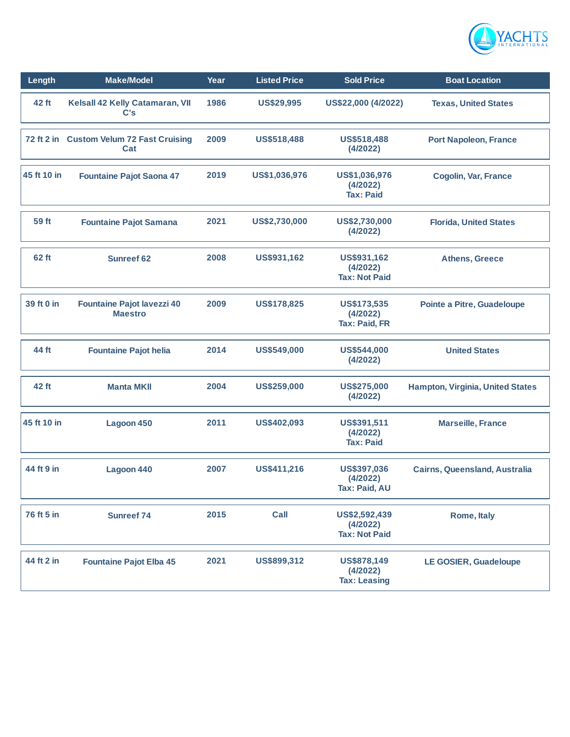| Length | Make/Model | Year | Listed Price | Sold Price | Boat Location |
|---|---|---|---|---|---|
| 42 ft | Kelsall 42 Kelly Catamaran, VII C's | 1986 | US$29,995 | US$22,000 (4/2022) | Texas, United States |
| 72 ft 2 in | Custom Velum 72 Fast Cruising Cat | 2009 | US$518,488 | US$518,488 (4/2022) | Port Napoleon, France |
| 45 ft 10 in | Fountaine Pajot Saona 47 | 2019 | US$1,036,976 | US$1,036,976 (4/2022) Tax: Paid | Cogolin, Var, France |
| 59 ft | Fountaine Pajot Samana | 2021 | US$2,730,000 | US$2,730,000 (4/2022) | Florida, United States |
| 62 ft | Sunreef 62 | 2008 | US$931,162 | US$931,162 (4/2022) Tax: Not Paid | Athens, Greece |
| 39 ft 0 in | Fountaine Pajot lavezzi 40 Maestro | 2009 | US$178,825 | US$173,535 (4/2022) Tax: Paid, FR | Pointe a Pitre, Guadeloupe |
| 44 ft | Fountaine Pajot helia | 2014 | US$549,000 | US$544,000 (4/2022) | United States |
| 42 ft | Manta MKII | 2004 | US$259,000 | US$275,000 (4/2022) | Hampton, Virginia, United States |
| 45 ft 10 in | Lagoon 450 | 2011 | US$402,093 | US$391,511 (4/2022) Tax: Paid | Marseille, France |
| 44 ft 9 in | Lagoon 440 | 2007 | US$411,216 | US$397,036 (4/2022) Tax: Paid, AU | Cairns, Queensland, Australia |
| 76 ft 5 in | Sunreef 74 | 2015 | Call | US$2,592,439 (4/2022) Tax: Not Paid | Rome, Italy |
| 44 ft 2 in | Fountaine Pajot Elba 45 | 2021 | US$899,312 | US$878,149 (4/2022) Tax: Leasing | LE GOSIER, Guadeloupe |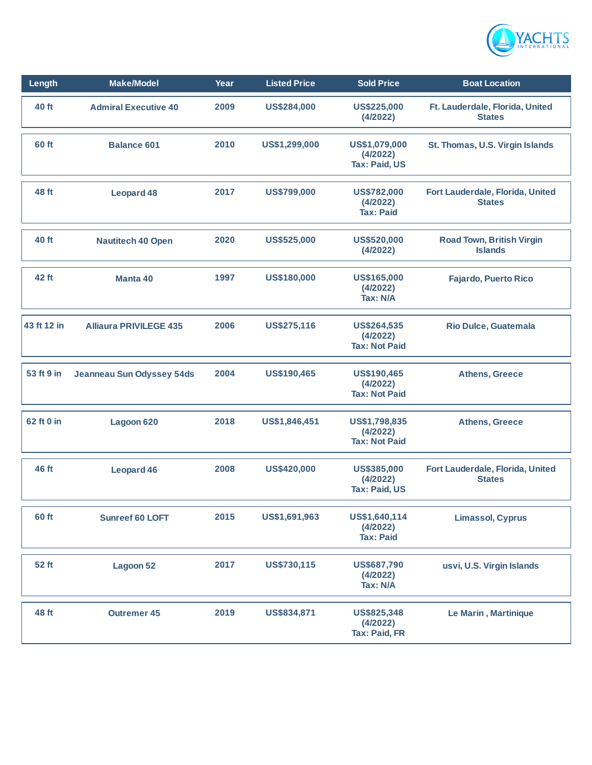| Length | Make/Model | Year | Listed Price | Sold Price | Boat Location |
|---|---|---|---|---|---|
| 40 ft | Admiral Executive 40 | 2009 | US$284,000 | US$225,000 (4/2022) | Ft. Lauderdale, Florida, United States |
| 60 ft | Balance 601 | 2010 | US$1,299,000 | US$1,079,000 (4/2022) Tax: Paid, US | St. Thomas, U.S. Virgin Islands |
| 48 ft | Leopard 48 | 2017 | US$799,000 | US$782,000 (4/2022) Tax: Paid | Fort Lauderdale, Florida, United States |
| 40 ft | Nautitech 40 Open | 2020 | US$525,000 | US$520,000 (4/2022) | Road Town, British Virgin Islands |
| 42 ft | Manta 40 | 1997 | US$180,000 | US$165,000 (4/2022) Tax: N/A | Fajardo, Puerto Rico |
| 43 ft 12 in | Alliaura PRIVILEGE 435 | 2006 | US$275,116 | US$264,535 (4/2022) Tax: Not Paid | Rio Dulce, Guatemala |
| 53 ft 9 in | Jeanneau Sun Odyssey 54ds | 2004 | US$190,465 | US$190,465 (4/2022) Tax: Not Paid | Athens, Greece |
| 62 ft 0 in | Lagoon 620 | 2018 | US$1,846,451 | US$1,798,835 (4/2022) Tax: Not Paid | Athens, Greece |
| 46 ft | Leopard 46 | 2008 | US$420,000 | US$385,000 (4/2022) Tax: Paid, US | Fort Lauderdale, Florida, United States |
| 60 ft | Sunreef 60 LOFT | 2015 | US$1,691,963 | US$1,640,114 (4/2022) Tax: Paid | Limassol, Cyprus |
| 52 ft | Lagoon 52 | 2017 | US$730,115 | US$687,790 (4/2022) Tax: N/A | usvi, U.S. Virgin Islands |
| 48 ft | Outremer 45 | 2019 | US$834,871 | US$825,348 (4/2022) Tax: Paid, FR | Le Marin , Martinique |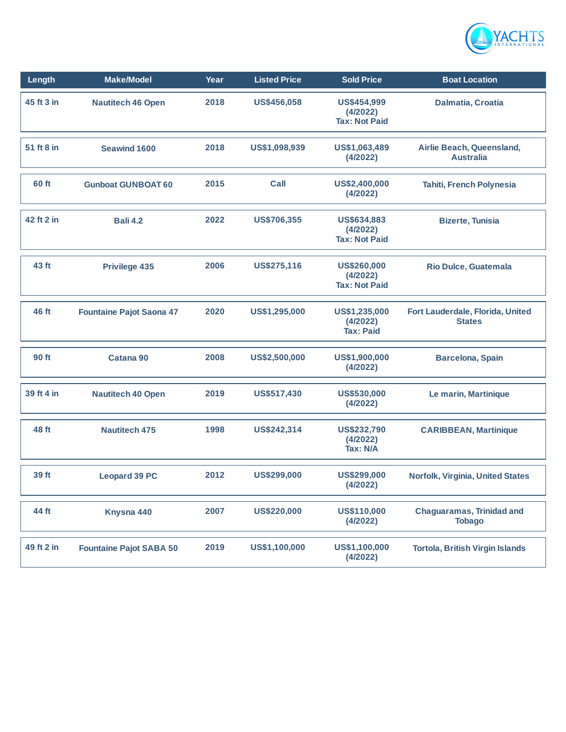| Length | Make/Model | Year | Listed Price | Sold Price | Boat Location |
|---|---|---|---|---|---|
| 45 ft 3 in | Nautitech 46 Open | 2018 | US$456,058 | US$454,999 (4/2022) Tax: Not Paid | Dalmatia, Croatia |
| 51 ft 8 in | Seawind 1600 | 2018 | US$1,098,939 | US$1,063,489 (4/2022) | Airlie Beach, Queensland, Australia |
| 60 ft | Gunboat GUNBOAT 60 | 2015 | Call | US$2,400,000 (4/2022) | Tahiti, French Polynesia |
| 42 ft 2 in | Bali 4.2 | 2022 | US$706,355 | US$634,883 (4/2022) Tax: Not Paid | Bizerte, Tunisia |
| 43 ft | Privilege 435 | 2006 | US$275,116 | US$260,000 (4/2022) Tax: Not Paid | Rio Dulce, Guatemala |
| 46 ft | Fountaine Pajot Saona 47 | 2020 | US$1,295,000 | US$1,235,000 (4/2022) Tax: Paid | Fort Lauderdale, Florida, United States |
| 90 ft | Catana 90 | 2008 | US$2,500,000 | US$1,900,000 (4/2022) | Barcelona, Spain |
| 39 ft 4 in | Nautitech 40 Open | 2019 | US$517,430 | US$530,000 (4/2022) | Le marin, Martinique |
| 48 ft | Nautitech 475 | 1998 | US$242,314 | US$232,790 (4/2022) Tax: N/A | CARIBBEAN, Martinique |
| 39 ft | Leopard 39 PC | 2012 | US$299,000 | US$299,000 (4/2022) | Norfolk, Virginia, United States |
| 44 ft | Knysna 440 | 2007 | US$220,000 | US$110,000 (4/2022) | Chaguaramas, Trinidad and Tobago |
| 49 ft 2 in | Fountaine Pajot SABA 50 | 2019 | US$1,100,000 | US$1,100,000 (4/2022) | Tortola, British Virgin Islands |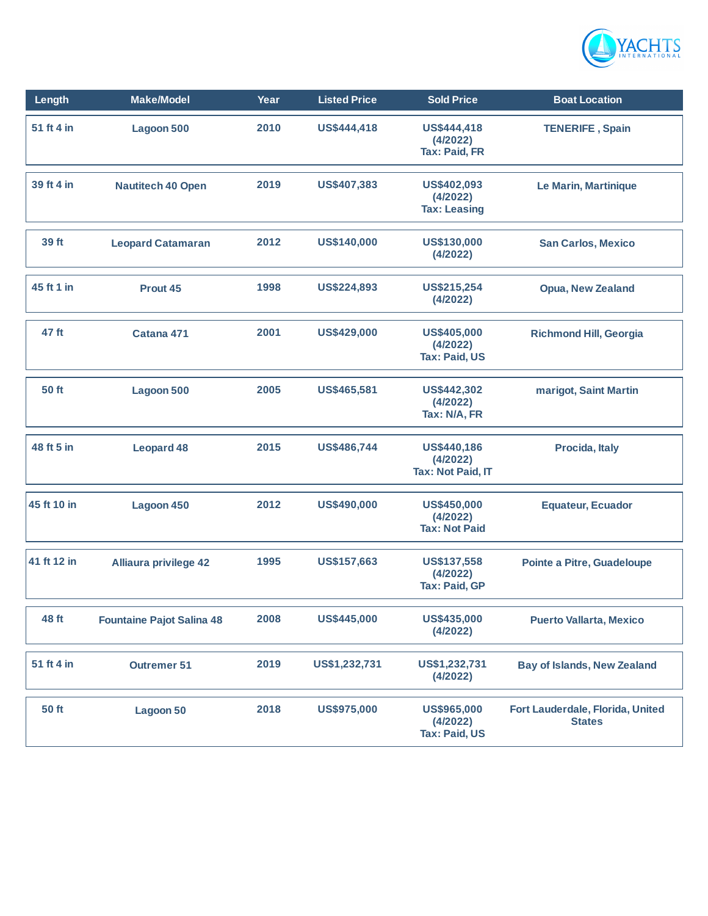| Length | Make/Model | Year | Listed Price | Sold Price | Boat Location |
|---|---|---|---|---|---|
| 51 ft 4 in | Lagoon 500 | 2010 | US$444,418 | US$444,418 (4/2022) Tax: Paid, FR | TENERIFE , Spain |
| 39 ft 4 in | Nautitech 40 Open | 2019 | US$407,383 | US$402,093 (4/2022) Tax: Leasing | Le Marin, Martinique |
| 39 ft | Leopard Catamaran | 2012 | US$140,000 | US$130,000 (4/2022) | San Carlos, Mexico |
| 45 ft 1 in | Prout 45 | 1998 | US$224,893 | US$215,254 (4/2022) | Opua, New Zealand |
| 47 ft | Catana 471 | 2001 | US$429,000 | US$405,000 (4/2022) Tax: Paid, US | Richmond Hill, Georgia |
| 50 ft | Lagoon 500 | 2005 | US$465,581 | US$442,302 (4/2022) Tax: N/A, FR | marigot, Saint Martin |
| 48 ft 5 in | Leopard 48 | 2015 | US$486,744 | US$440,186 (4/2022) Tax: Not Paid, IT | Procida, Italy |
| 45 ft 10 in | Lagoon 450 | 2012 | US$490,000 | US$450,000 (4/2022) Tax: Not Paid | Equateur, Ecuador |
| 41 ft 12 in | Alliaura privilege 42 | 1995 | US$157,663 | US$137,558 (4/2022) Tax: Paid, GP | Pointe a Pitre, Guadeloupe |
| 48 ft | Fountaine Pajot Salina 48 | 2008 | US$445,000 | US$435,000 (4/2022) | Puerto Vallarta, Mexico |
| 51 ft 4 in | Outremer 51 | 2019 | US$1,232,731 | US$1,232,731 (4/2022) | Bay of Islands, New Zealand |
| 50 ft | Lagoon 50 | 2018 | US$975,000 | US$965,000 (4/2022) Tax: Paid, US | Fort Lauderdale, Florida, United States |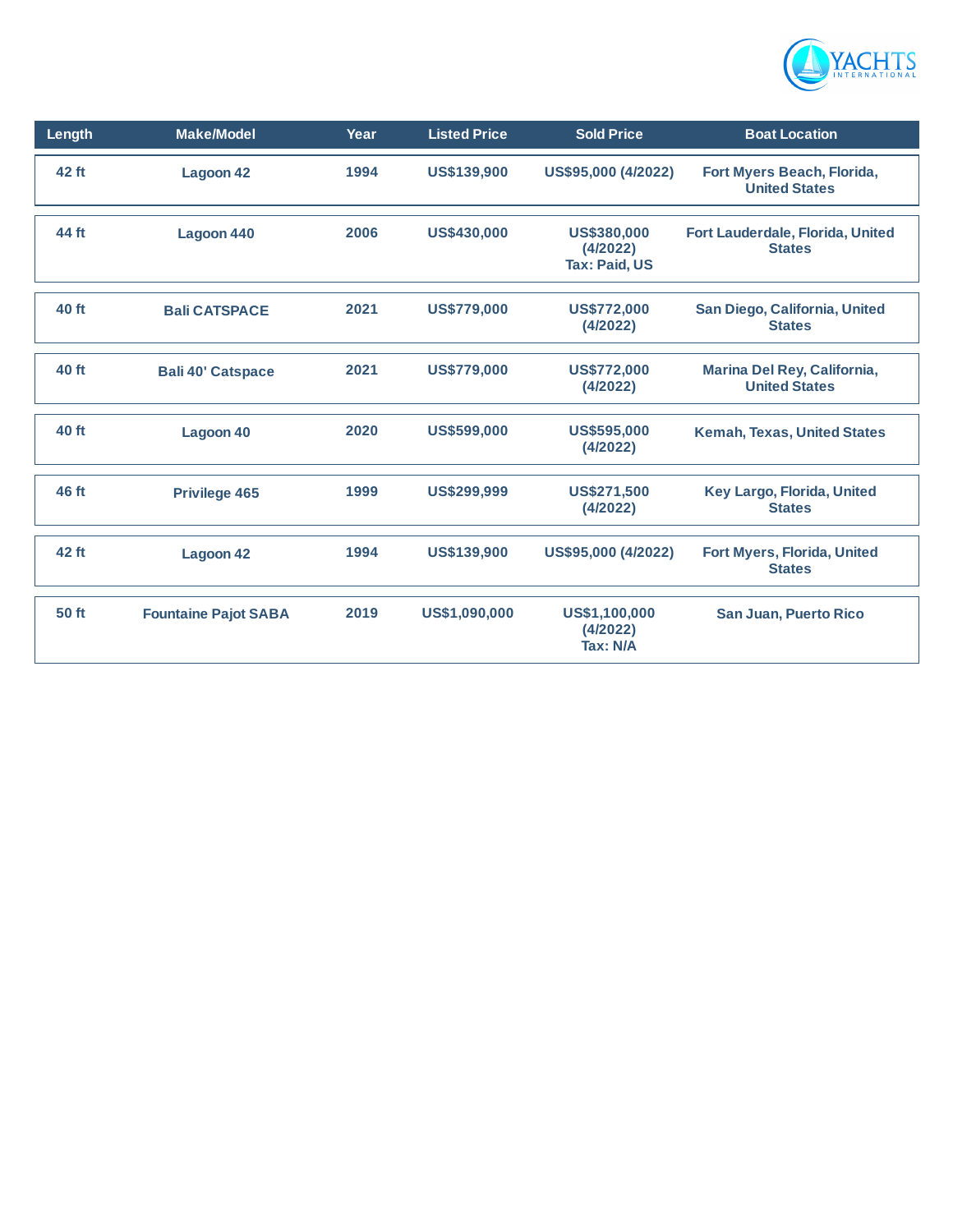| Length | Make/Model | Year | Listed Price | Sold Price | Boat Location |
|---|---|---|---|---|---|
| 42 ft | Lagoon 42 | 1994 | US$139,900 | US$95,000 (4/2022) | Fort Myers Beach, Florida, United States |
| 44 ft | Lagoon 440 | 2006 | US$430,000 | US$380,000 (4/2022) Tax: Paid, US | Fort Lauderdale, Florida, United States |
| 40 ft | Bali CATSPACE | 2021 | US$779,000 | US$772,000 (4/2022) | San Diego, California, United States |
| 40 ft | Bali 40' Catspace | 2021 | US$779,000 | US$772,000 (4/2022) | Marina Del Rey, California, United States |
| 40 ft | Lagoon 40 | 2020 | US$599,000 | US$595,000 (4/2022) | Kemah, Texas, United States |
| 46 ft | Privilege 465 | 1999 | US$299,999 | US$271,500 (4/2022) | Key Largo, Florida, United States |
| 42 ft | Lagoon 42 | 1994 | US$139,900 | US$95,000 (4/2022) | Fort Myers, Florida, United States |
| 50 ft | Fountaine Pajot SABA | 2019 | US$1,090,000 | US$1,100,000 (4/2022) Tax: N/A | San Juan, Puerto Rico |